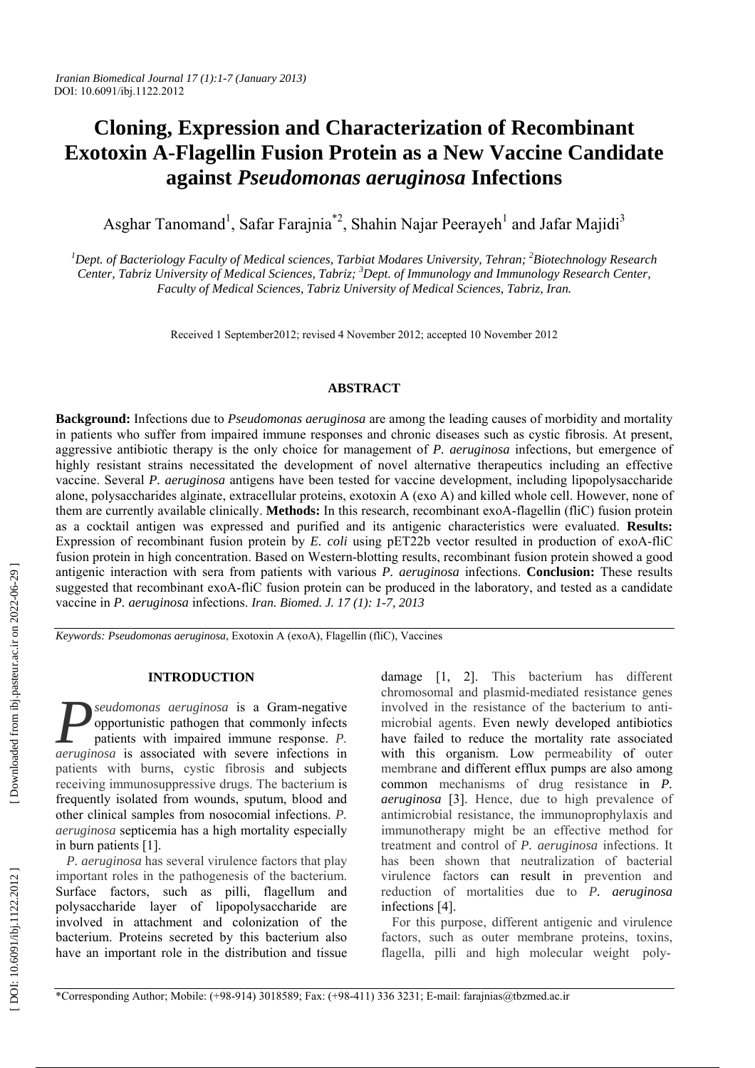# Cloning, Expression and Characterization of Recombinant Exotoxin A-Flagellin Fusion Protein as a New Vaccine Candidate against *Pseudomonas aeruginosa* Infections

Asghar Tanomand[1], Safar Farajnia*[2], Shahin Najar Peerayeh[1] and Jafar Majidi[3]

*[1]Dept. of Bacteriology Faculty of Medical sciences, Tarbiat Modares University, Tehran; [2]Biotechnology Research Center, Tabriz University of Medical Sciences, Tabriz; [3]Dept. of Immunology and Immunology Research Center, Faculty of Medical Sciences, Tabriz University of Medical Sciences, Tabriz, Iran.*

Received 1 September2012; revised 4 November 2012; accepted 10 November 2012

## ABSTRACT

**Background:** Infections due to *Pseudomonas aeruginosa* are among the leading causes of morbidity and mortality in patients who suffer from impaired immune responses and chronic diseases such as cystic fibrosis. At present, aggressive antibiotic therapy is the only choice for management of *P. aeruginosa* infections, but emergence of highly resistant strains necessitated the development of novel alternative therapeutics including an effective vaccine. Several *P. aeruginosa* antigens have been tested for vaccine development, including lipopolysaccharide alone, polysaccharides alginate, extracellular proteins, exotoxin A (exo A) and killed whole cell. However, none of them are currently available clinically. **Methods:** In this research, recombinant exoA-flagellin (fliC) fusion protein as a cocktail antigen was expressed and purified and its antigenic characteristics were evaluated. **Results:** Expression of recombinant fusion protein by *E. coli* using pET22b vector resulted in production of exoA-fliC fusion protein in high concentration. Based on Western-blotting results, recombinant fusion protein showed a good antigenic interaction with sera from patients with various *P. aeruginosa* infections. **Conclusion:** These results suggested that recombinant exoA-fliC fusion protein can be produced in the laboratory, and tested as a candidate vaccine in *P. aeruginosa* infections. *Iran. Biomed. J. 17 (1): 1-7, 2013*

*Keywords: Pseudomonas aeruginosa*, Exotoxin A (exoA), Flagellin (fliC), Vaccines

## INTRODUCTION

*Pseudomonas aeruginosa* is a Gram-negative opportunistic pathogen that commonly infects patients with impaired immune response. *P. aeruginosa* is associated with severe infections in patients with burns, cystic fibrosis and subjects receiving immunosuppressive drugs. The bacterium is frequently isolated from wounds, sputum, blood and other clinical samples from nosocomial infections. *P. aeruginosa* septicemia has a high mortality especially in burn patients [1].

*P. aeruginosa* has several virulence factors that play important roles in the pathogenesis of the bacterium. Surface factors, such as pilli, flagellum and polysaccharide layer of lipopolysaccharide are involved in attachment and colonization of the bacterium. Proteins secreted by this bacterium also have an important role in the distribution and tissue damage [1, 2]. This bacterium has different chromosomal and plasmid-mediated resistance genes involved in the resistance of the bacterium to anti-microbial agents. Even newly developed antibiotics have failed to reduce the mortality rate associated with this organism. Low permeability of outer membrane and different efflux pumps are also among common mechanisms of drug resistance in *P. aeruginosa* [3]. Hence, due to high prevalence of antimicrobial resistance, the immunoprophylaxis and immunotherapy might be an effective method for treatment and control of *P. aeruginosa* infections. It has been shown that neutralization of bacterial virulence factors can result in prevention and reduction of mortalities due to *P. aeruginosa* infections [4].

For this purpose, different antigenic and virulence factors, such as outer membrane proteins, toxins, flagella, pilli and high molecular weight poly-

*Corresponding Author; Mobile: (+98-914) 3018589; Fax: (+98-411) 336 3231; E-mail: farajnias@tbzmed.ac.ir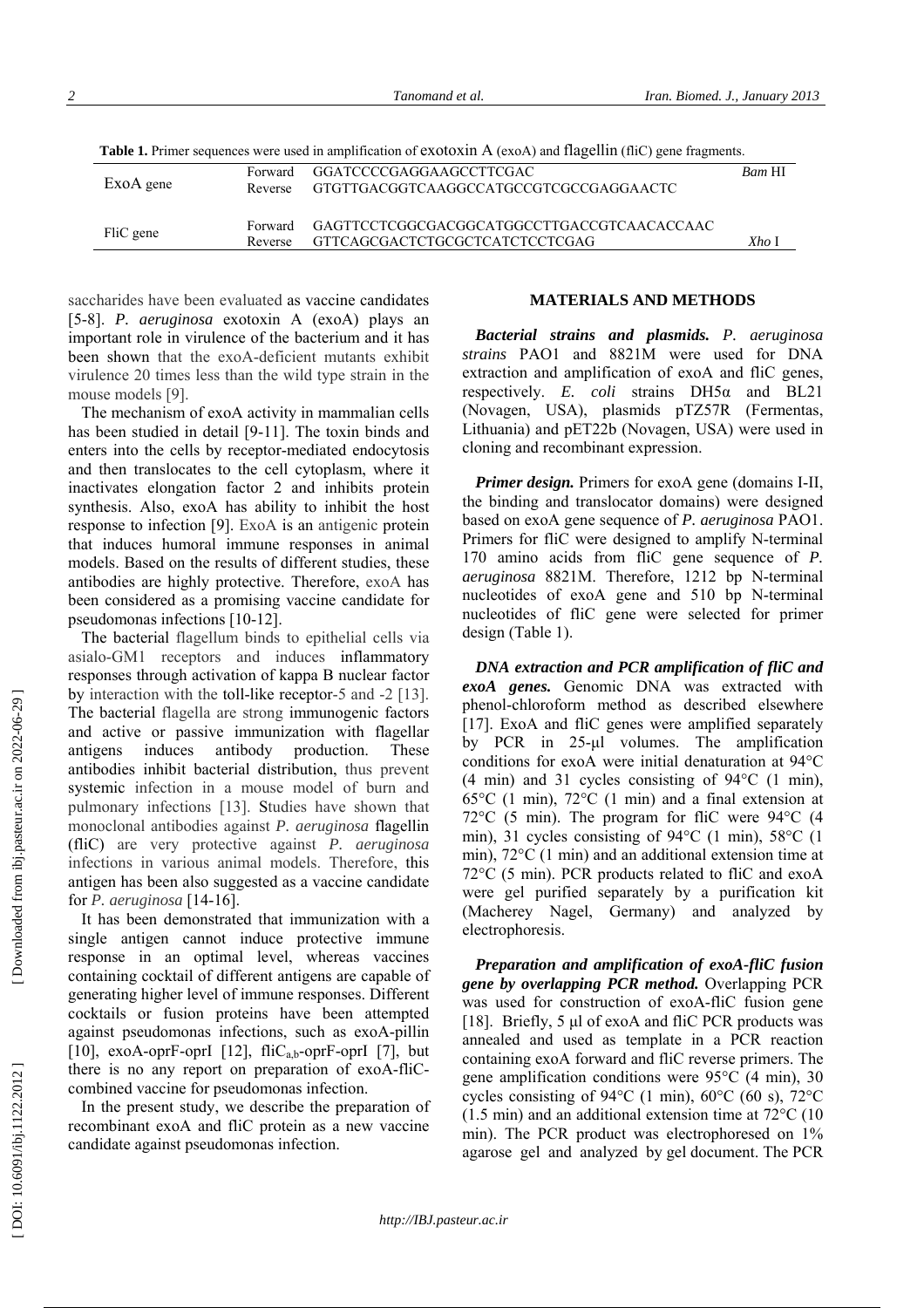**Table 1.** Primer sequences were used in amplification of exotoxin A (exoA) and flagellin (fliC) gene fragments.

| | | | |
|---|---|---|---|
| ExoA gene | Forward | GGATCCCCGAGGAAGCCTTCGAC | *Bam* HI |
| | Reverse | GTGTTGACGGTCAAGGCCATGCCGTCGCCGAGGAACTC | |
| FliC gene | Forward | GAGTTCCTCGGCGACGGCATGGCCTTGACCGTCAACACCAAC | |
| | Reverse | GTTCAGCGACTCTGCGCTCATCTCCTCGAG | *Xho* I |

saccharides have been evaluated as vaccine candidates [5-8]. *P. aeruginosa* exotoxin A (exoA) plays an important role in virulence of the bacterium and it has been shown that the exoA-deficient mutants exhibit virulence 20 times less than the wild type strain in the mouse models [9].

The mechanism of exoA activity in mammalian cells has been studied in detail [9-11]. The toxin binds and enters into the cells by receptor-mediated endocytosis and then translocates to the cell cytoplasm, where it inactivates elongation factor 2 and inhibits protein synthesis. Also, exoA has ability to inhibit the host response to infection [9]. ExoA is an antigenic protein that induces humoral immune responses in animal models. Based on the results of different studies, these antibodies are highly protective. Therefore, exoA has been considered as a promising vaccine candidate for pseudomonas infections [10-12].

The bacterial flagellum binds to epithelial cells via asialo-GM1 receptors and induces inflammatory responses through activation of kappa B nuclear factor by interaction with the toll-like receptor-5 and -2 [13]. The bacterial flagella are strong immunogenic factors and active or passive immunization with flagellar antigens induces antibody production. These antibodies inhibit bacterial distribution, thus prevent systemic infection in a mouse model of burn and pulmonary infections [13]. Studies have shown that monoclonal antibodies against *P. aeruginosa* flagellin (fliC) are very protective against *P. aeruginosa* infections in various animal models. Therefore, this antigen has been also suggested as a vaccine candidate for *P. aeruginosa* [14-16].

It has been demonstrated that immunization with a single antigen cannot induce protective immune response in an optimal level, whereas vaccines containing cocktail of different antigens are capable of generating higher level of immune responses. Different cocktails or fusion proteins have been attempted against pseudomonas infections, such as exoA-pillin [10], exoA-oprF-oprI [12], fliC$_{a,b}$-oprF-oprI [7], but there is no any report on preparation of exoA-fliC-combined vaccine for pseudomonas infection.

In the present study, we describe the preparation of recombinant exoA and fliC protein as a new vaccine candidate against pseudomonas infection.

## MATERIALS AND METHODS

***Bacterial strains and plasmids.*** *P. aeruginosa strains* PAO1 and 8821M were used for DNA extraction and amplification of exoA and fliC genes, respectively. *E. coli* strains DH5α and BL21 (Novagen, USA), plasmids pTZ57R (Fermentas, Lithuania) and pET22b (Novagen, USA) were used in cloning and recombinant expression.

***Primer design.*** Primers for exoA gene (domains I-II, the binding and translocator domains) were designed based on exoA gene sequence of *P. aeruginosa* PAO1. Primers for fliC were designed to amplify N-terminal 170 amino acids from fliC gene sequence of *P. aeruginosa* 8821M. Therefore, 1212 bp N-terminal nucleotides of exoA gene and 510 bp N-terminal nucleotides of fliC gene were selected for primer design (Table 1).

***DNA extraction and PCR amplification of fliC and exoA genes.*** Genomic DNA was extracted with phenol-chloroform method as described elsewhere [17]. ExoA and fliC genes were amplified separately by PCR in 25-µl volumes. The amplification conditions for exoA were initial denaturation at 94°C (4 min) and 31 cycles consisting of 94°C (1 min), 65°C (1 min), 72°C (1 min) and a final extension at 72°C (5 min). The program for fliC were 94°C (4 min), 31 cycles consisting of 94°C (1 min), 58°C (1 min), 72°C (1 min) and an additional extension time at 72°C (5 min). PCR products related to fliC and exoA were gel purified separately by a purification kit (Macherey Nagel, Germany) and analyzed by electrophoresis.

***Preparation and amplification of exoA-fliC fusion gene by overlapping PCR method.*** Overlapping PCR was used for construction of exoA-fliC fusion gene [18]. Briefly, 5 µl of exoA and fliC PCR products was annealed and used as template in a PCR reaction containing exoA forward and fliC reverse primers. The gene amplification conditions were 95°C (4 min), 30 cycles consisting of 94°C (1 min), 60°C (60 s), 72°C (1.5 min) and an additional extension time at 72°C (10 min). The PCR product was electrophoresed on 1% agarose gel and analyzed by gel document. The PCR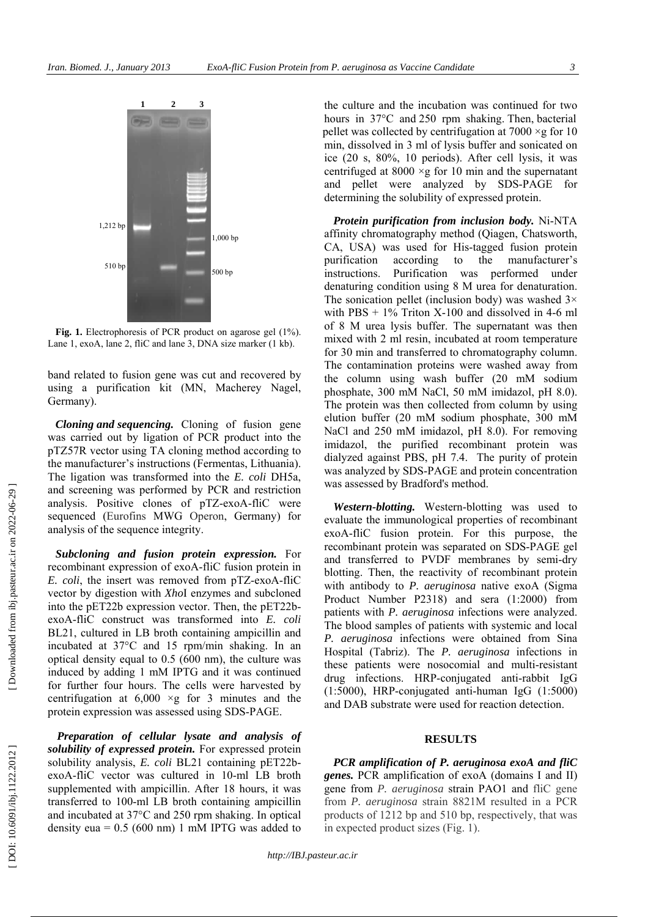**Fig. 1.** Electrophoresis of PCR product on agarose gel (1%). Lane 1, exoA, lane 2, fliC and lane 3, DNA size marker (1 kb).

band related to fusion gene was cut and recovered by using a purification kit (MN, Macherey Nagel, Germany).

***Cloning and sequencing.*** Cloning of fusion gene was carried out by ligation of PCR product into the pTZ57R vector using TA cloning method according to the manufacturer's instructions (Fermentas, Lithuania). The ligation was transformed into the *E. coli* DH5a, and screening was performed by PCR and restriction analysis. Positive clones of pTZ-exoA-fliC were sequenced (Eurofins MWG Operon, Germany) for analysis of the sequence integrity.

***Subcloning and fusion protein expression.*** For recombinant expression of exoA-fliC fusion protein in *E. coli*, the insert was removed from pTZ-exoA-fliC vector by digestion with *Xho*I enzymes and subcloned into the pET22b expression vector. Then, the pET22b-exoA-fliC construct was transformed into *E. coli* BL21, cultured in LB broth containing ampicillin and incubated at 37°C and 15 rpm/min shaking. In an optical density equal to 0.5 (600 nm), the culture was induced by adding 1 mM IPTG and it was continued for further four hours. The cells were harvested by centrifugation at 6,000 ×g for 3 minutes and the protein expression was assessed using SDS-PAGE.

***Preparation of cellular lysate and analysis of solubility of expressed protein.*** For expressed protein solubility analysis, *E. coli* BL21 containing pET22b-exoA-fliC vector was cultured in 10-ml LB broth supplemented with ampicillin. After 18 hours, it was transferred to 100-ml LB broth containing ampicillin and incubated at 37°C and 250 rpm shaking. In optical density eua = 0.5 (600 nm) 1 mM IPTG was added to the culture and the incubation was continued for two hours in 37°C and 250 rpm shaking. Then, bacterial pellet was collected by centrifugation at 7000 ×g for 10 min, dissolved in 3 ml of lysis buffer and sonicated on ice (20 s, 80%, 10 periods). After cell lysis, it was centrifuged at 8000 ×g for 10 min and the supernatant and pellet were analyzed by SDS-PAGE for determining the solubility of expressed protein.

***Protein purification from inclusion body.*** Ni-NTA affinity chromatography method (Qiagen, Chatsworth, CA, USA) was used for His-tagged fusion protein purification according to the manufacturer's instructions. Purification was performed under denaturing condition using 8 M urea for denaturation. The sonication pellet (inclusion body) was washed 3× with PBS + 1% Triton X-100 and dissolved in 4-6 ml of 8 M urea lysis buffer. The supernatant was then mixed with 2 ml resin, incubated at room temperature for 30 min and transferred to chromatography column. The contamination proteins were washed away from the column using wash buffer (20 mM sodium phosphate, 300 mM NaCl, 50 mM imidazol, pH 8.0). The protein was then collected from column by using elution buffer (20 mM sodium phosphate, 300 mM NaCl and 250 mM imidazol, pH 8.0). For removing imidazol, the purified recombinant protein was dialyzed against PBS, pH 7.4. The purity of protein was analyzed by SDS-PAGE and protein concentration was assessed by Bradford's method.

***Western-blotting.*** Western-blotting was used to evaluate the immunological properties of recombinant exoA-fliC fusion protein. For this purpose, the recombinant protein was separated on SDS-PAGE gel and transferred to PVDF membranes by semi-dry blotting. Then, the reactivity of recombinant protein with antibody to *P. aeruginosa* native exoA (Sigma Product Number P2318) and sera (1:2000) from patients with *P. aeruginosa* infections were analyzed. The blood samples of patients with systemic and local *P. aeruginosa* infections were obtained from Sina Hospital (Tabriz). The *P. aeruginosa* infections in these patients were nosocomial and multi-resistant drug infections. HRP-conjugated anti-rabbit IgG (1:5000), HRP-conjugated anti-human IgG (1:5000) and DAB substrate were used for reaction detection.

## RESULTS

***PCR amplification of P. aeruginosa exoA and fliC genes.*** PCR amplification of exoA (domains I and II) gene from *P. aeruginosa* strain PAO1 and fliC gene from *P. aeruginosa* strain 8821M resulted in a PCR products of 1212 bp and 510 bp, respectively, that was in expected product sizes (Fig. 1).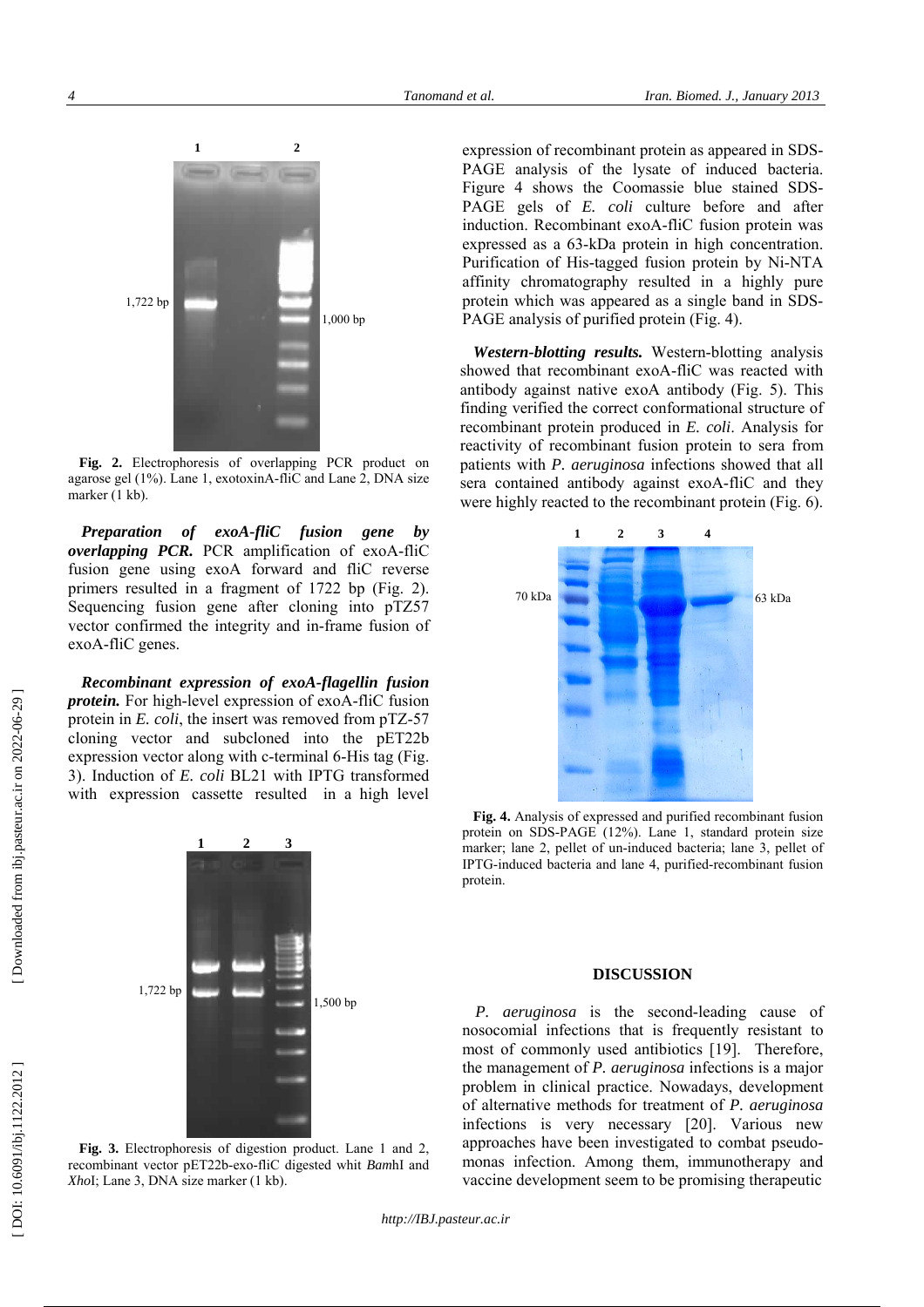**Fig. 2.** Electrophoresis of overlapping PCR product on agarose gel (1%). Lane 1, exotoxinA-fliC and Lane 2, DNA size marker (1 kb).

***Preparation of exoA-fliC fusion gene by overlapping PCR.*** PCR amplification of exoA-fliC fusion gene using exoA forward and fliC reverse primers resulted in a fragment of 1722 bp (Fig. 2). Sequencing fusion gene after cloning into pTZ57 vector confirmed the integrity and in-frame fusion of exoA-fliC genes.

***Recombinant expression of exoA-flagellin fusion protein.*** For high-level expression of exoA-fliC fusion protein in *E. coli*, the insert was removed from pTZ-57 cloning vector and subcloned into the pET22b expression vector along with c-terminal 6-His tag (Fig. 3). Induction of *E. coli* BL21 with IPTG transformed with expression cassette resulted in a high level expression of recombinant protein as appeared in SDS-PAGE analysis of the lysate of induced bacteria. Figure 4 shows the Coomassie blue stained SDS-PAGE gels of *E. coli* culture before and after induction. Recombinant exoA-fliC fusion protein was expressed as a 63-kDa protein in high concentration. Purification of His-tagged fusion protein by Ni-NTA affinity chromatography resulted in a highly pure protein which was appeared as a single band in SDS-PAGE analysis of purified protein (Fig. 4).

**Fig. 3.** Electrophoresis of digestion product. Lane 1 and 2, recombinant vector pET22b-exo-fliC digested whit *Bam*HI and *Xho*I; Lane 3, DNA size marker (1 kb).

***Western-blotting results.*** Western-blotting analysis showed that recombinant exoA-fliC was reacted with antibody against native exoA antibody (Fig. 5). This finding verified the correct conformational structure of recombinant protein produced in *E. coli*. Analysis for reactivity of recombinant fusion protein to sera from patients with *P. aeruginosa* infections showed that all sera contained antibody against exoA-fliC and they were highly reacted to the recombinant protein (Fig. 6).

**Fig. 4.** Analysis of expressed and purified recombinant fusion protein on SDS-PAGE (12%). Lane 1, standard protein size marker; lane 2, pellet of un-induced bacteria; lane 3, pellet of IPTG-induced bacteria and lane 4, purified-recombinant fusion protein.

## DISCUSSION

*P. aeruginosa* is the second-leading cause of nosocomial infections that is frequently resistant to most of commonly used antibiotics [19]. Therefore, the management of *P. aeruginosa* infections is a major problem in clinical practice. Nowadays, development of alternative methods for treatment of *P. aeruginosa* infections is very necessary [20]. Various new approaches have been investigated to combat pseudomonas infection. Among them, immunotherapy and vaccine development seem to be promising therapeutic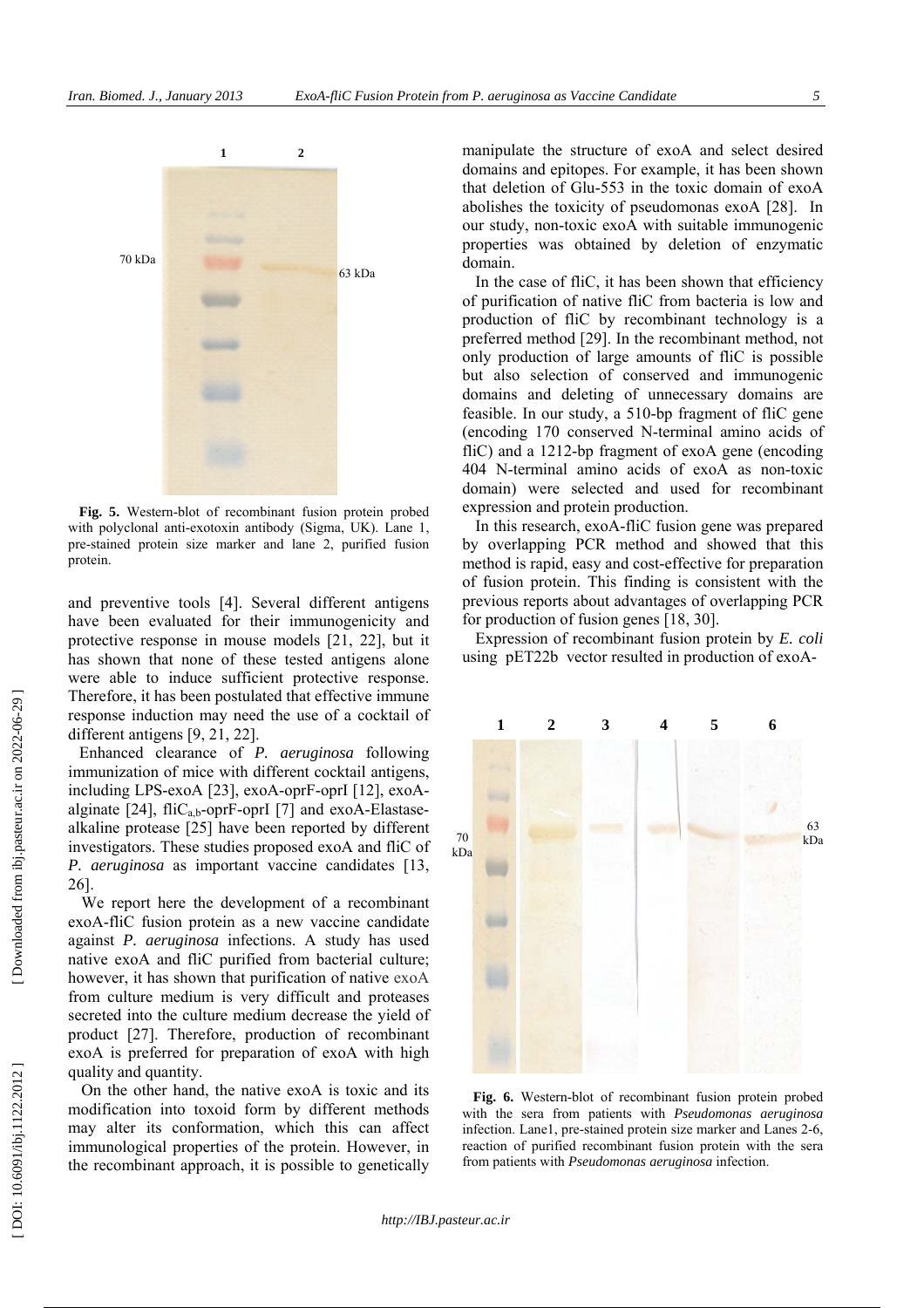**Fig. 5.** Western-blot of recombinant fusion protein probed with polyclonal anti-exotoxin antibody (Sigma, UK). Lane 1, pre-stained protein size marker and lane 2, purified fusion protein.

and preventive tools [4]. Several different antigens have been evaluated for their immunogenicity and protective response in mouse models [21, 22], but it has shown that none of these tested antigens alone were able to induce sufficient protective response. Therefore, it has been postulated that effective immune response induction may need the use of a cocktail of different antigens [9, 21, 22].

Enhanced clearance of *P. aeruginosa* following immunization of mice with different cocktail antigens, including LPS-exoA [23], exoA-oprF-oprI [12], exoA-alginate [24], $fliC_{a,b}$-oprF-oprI [7] and exoA-Elastase-alkaline protease [25] have been reported by different investigators. These studies proposed exoA and fliC of *P. aeruginosa* as important vaccine candidates [13, 26].

We report here the development of a recombinant exoA-fliC fusion protein as a new vaccine candidate against *P. aeruginosa* infections. A study has used native exoA and fliC purified from bacterial culture; however, it has shown that purification of native exoA from culture medium is very difficult and proteases secreted into the culture medium decrease the yield of product [27]. Therefore, production of recombinant exoA is preferred for preparation of exoA with high quality and quantity.

On the other hand, the native exoA is toxic and its modification into toxoid form by different methods may alter its conformation, which this can affect immunological properties of the protein. However, in the recombinant approach, it is possible to genetically manipulate the structure of exoA and select desired domains and epitopes. For example, it has been shown that deletion of Glu-553 in the toxic domain of exoA abolishes the toxicity of pseudomonas exoA [28]. In our study, non-toxic exoA with suitable immunogenic properties was obtained by deletion of enzymatic domain.

In the case of fliC, it has been shown that efficiency of purification of native fliC from bacteria is low and production of fliC by recombinant technology is a preferred method [29]. In the recombinant method, not only production of large amounts of fliC is possible but also selection of conserved and immunogenic domains and deleting of unnecessary domains are feasible. In our study, a 510-bp fragment of fliC gene (encoding 170 conserved N-terminal amino acids of fliC) and a 1212-bp fragment of exoA gene (encoding 404 N-terminal amino acids of exoA as non-toxic domain) were selected and used for recombinant expression and protein production.

In this research, exoA-fliC fusion gene was prepared by overlapping PCR method and showed that this method is rapid, easy and cost-effective for preparation of fusion protein. This finding is consistent with the previous reports about advantages of overlapping PCR for production of fusion genes [18, 30].

Expression of recombinant fusion protein by *E. coli* using pET22b vector resulted in production of exoA-

**Fig. 6.** Western-blot of recombinant fusion protein probed with the sera from patients with *Pseudomonas aeruginosa* infection. Lane1, pre-stained protein size marker and Lanes 2-6, reaction of purified recombinant fusion protein with the sera from patients with *Pseudomonas aeruginosa* infection.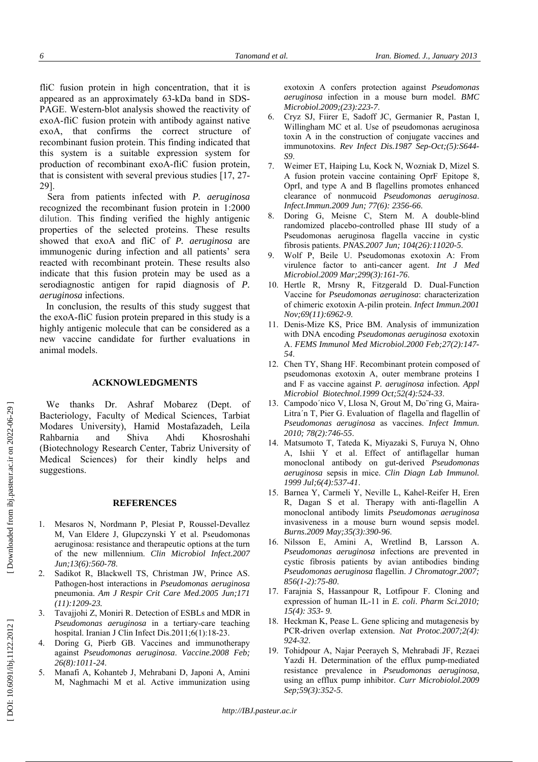fliC fusion protein in high concentration, that it is appeared as an approximately 63-kDa band in SDS-PAGE. Western-blot analysis showed the reactivity of exoA-fliC fusion protein with antibody against native exoA, that confirms the correct structure of recombinant fusion protein. This finding indicated that this system is a suitable expression system for production of recombinant exoA-fliC fusion protein, that is consistent with several previous studies [17, 27-29].

Sera from patients infected with *P. aeruginosa* recognized the recombinant fusion protein in 1:2000 dilution. This finding verified the highly antigenic properties of the selected proteins. These results showed that exoA and fliC of *P. aeruginosa* are immunogenic during infection and all patients' sera reacted with recombinant protein. These results also indicate that this fusion protein may be used as a serodiagnostic antigen for rapid diagnosis of *P. aeruginosa* infections.

In conclusion, the results of this study suggest that the exoA-fliC fusion protein prepared in this study is a highly antigenic molecule that can be considered as a new vaccine candidate for further evaluations in animal models.

## ACKNOWLEDGMENTS

We thanks Dr. Ashraf Mobarez (Dept. of Bacteriology, Faculty of Medical Sciences, Tarbiat Modares University), Hamid Mostafazadeh, Leila Rahbarnia and Shiva Ahdi Khosroshahi (Biotechnology Research Center, Tabriz University of Medical Sciences) for their kindly helps and suggestions.

## REFERENCES

1. Mesaros N, Nordmann P, Plesiat P, Roussel-Devallez M, Van Eldere J, Glupczynski Y et al. Pseudomonas aeruginosa: resistance and therapeutic options at the turn of the new millennium. *Clin Microbiol Infect.2007 Jun;13(6):560-78*.
2. Sadikot R, Blackwell TS, Christman JW, Prince AS. Pathogen-host interactions in *Pseudomonas aeruginosa* pneumonia. *Am J Respir Crit Care Med.2005 Jun;171 (11):1209-23.*
3. Tavajjohi Z, Moniri R. Detection of ESBLs and MDR in *Pseudomonas aeruginosa* in a tertiary-care teaching hospital. Iranian J Clin Infect Dis.2011;6(1):18-23.
4. Doring G, Pierb GB. Vaccines and immunotherapy against *Pseudomonas aeruginosa*. *Vaccine.2008 Feb; 26(8):1011-24*.
5. Manafi A, Kohanteb J, Mehrabani D, Japoni A, Amini M, Naghmachi M et al. Active immunization using exotoxin A confers protection against *Pseudomonas aeruginosa* infection in a mouse burn model. *BMC Microbiol.2009;(23):223-7*.
6. Cryz SJ, Fiirer E, Sadoff JC, Germanier R, Pastan I, Willingham MC et al. Use of pseudomonas aeruginosa toxin A in the construction of conjugate vaccines and immunotoxins. *Rev Infect Dis.1987 Sep-Oct;(5):S644-S9*.
7. Weimer ET, Haiping Lu, Kock N, Wozniak D, Mizel S. A fusion protein vaccine containing OprF Epitope 8, OprI, and type A and B flagellins promotes enhanced clearance of nonmucoid *Pseudomonas aeruginosa*. *Infect.Immun.2009 Jun; 77(6): 2356-66*.
8. Doring G, Meisne C, Stern M. A double-blind randomized placebo-controlled phase III study of a Pseudomonas aeruginosa flagella vaccine in cystic fibrosis patients. *PNAS.2007 Jun; 104(26):11020-5*.
9. Wolf P, Beile U. Pseudomonas exotoxin A: From virulence factor to anti-cancer agent. *Int J Med Microbiol.2009 Mar;299(3):161-76*.
10. Hertle R, Mrsny R, Fitzgerald D. Dual-Function Vaccine for *Pseudomonas aeruginosa*: characterization of chimeric exotoxin A-pilin protein. *Infect Immun.2001 Nov;69(11):6962-9*.
11. Denis-Mize KS, Price BM. Analysis of immunization with DNA encoding *Pseudomonas aeruginosa* exotoxin A. *FEMS Immunol Med Microbiol.2000 Feb;27(2):147-54*.
12. Chen TY, Shang HF. Recombinant protein composed of pseudomonas exotoxin A, outer membrane proteins I and F as vaccine against *P. aeruginosa* infection. *Appl Microbiol Biotechnol.1999 Oct;52(4):524-33*.
13. Campodo´nico V, Llosa N, Grout M, Do¨ring G, Maira-Litra´n T, Pier G. Evaluation of flagella and flagellin of *Pseudomonas aeruginosa* as vaccines. *Infect Immun. 2010; 78(2):746-55*.
14. Matsumoto T, Tateda K, Miyazaki S, Furuya N, Ohno A, Ishii Y et al. Effect of antiflagellar human monoclonal antibody on gut-derived *Pseudomonas aeruginosa* sepsis in mice. *Clin Diagn Lab Immunol. 1999 Jul;6(4):537-41*.
15. Barnea Y, Carmeli Y, Neville L, Kahel-Reifer H, Eren R, Dagan S et al. Therapy with anti-flagellin A monoclonal antibody limits *Pseudomonas aeruginosa* invasiveness in a mouse burn wound sepsis model. *Burns.2009 May;35(3):390-96*.
16. Nilsson E, Amini A, Wretlind B, Larsson A. *Pseudomonas aeruginosa* infections are prevented in cystic fibrosis patients by avian antibodies binding *Pseudomonas aeruginosa* flagellin. *J Chromatogr.2007; 856(1-2):75-80*.
17. Farajnia S, Hassanpour R, Lotfipour F. Cloning and expression of human IL-11 in *E. coli*. *Pharm Sci.2010; 15(4): 353- 9*.
18. Heckman K, Pease L. Gene splicing and mutagenesis by PCR-driven overlap extension. *Nat Protoc.2007;2(4): 924-32*.
19. Tohidpour A, Najar Peerayeh S, Mehrabadi JF, Rezaei Yazdi H. Determination of the efflux pump-mediated resistance prevalence in *Pseudomonas aeruginosa*, using an efflux pump inhibitor. *Curr Microbiolol.2009 Sep;59(3):352-5*.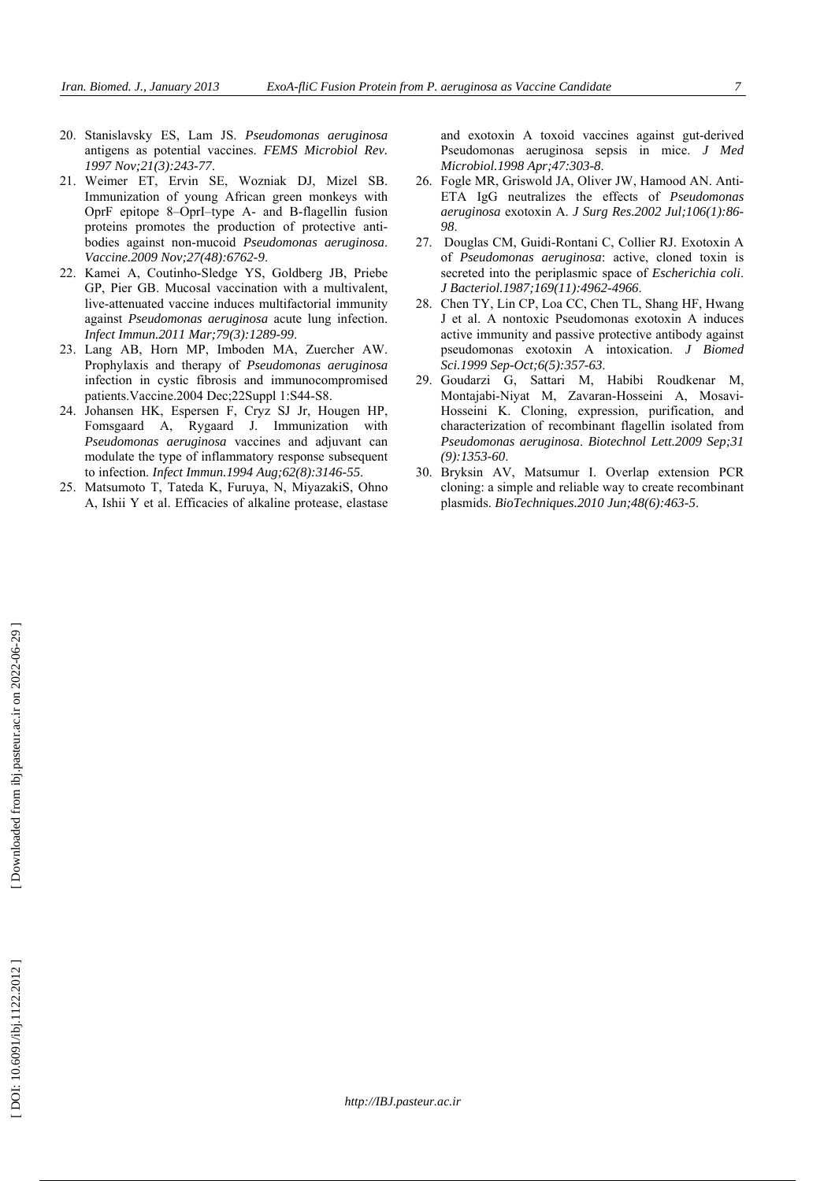20. Stanislavsky ES, Lam JS. *Pseudomonas aeruginosa* antigens as potential vaccines. *FEMS Microbiol Rev. 1997 Nov;21(3):243-77*.
21. Weimer ET, Ervin SE, Wozniak DJ, Mizel SB. Immunization of young African green monkeys with OprF epitope 8–OprI–type A- and B-flagellin fusion proteins promotes the production of protective antibodies against non-mucoid *Pseudomonas aeruginosa*. *Vaccine.2009 Nov;27(48):6762-9*.
22. Kamei A, Coutinho-Sledge YS, Goldberg JB, Priebe GP, Pier GB. Mucosal vaccination with a multivalent, live-attenuated vaccine induces multifactorial immunity against *Pseudomonas aeruginosa* acute lung infection. *Infect Immun.2011 Mar;79(3):1289-99*.
23. Lang AB, Horn MP, Imboden MA, Zuercher AW. Prophylaxis and therapy of *Pseudomonas aeruginosa* infection in cystic fibrosis and immunocompromised patients.Vaccine.2004 Dec;22Suppl 1:S44-S8.
24. Johansen HK, Espersen F, Cryz SJ Jr, Hougen HP, Fomsgaard A, Rygaard J. Immunization with *Pseudomonas aeruginosa* vaccines and adjuvant can modulate the type of inflammatory response subsequent to infection. *Infect Immun.1994 Aug;62(8):3146-55*.
25. Matsumoto T, Tateda K, Furuya, N, MiyazakiS, Ohno A, Ishii Y et al. Efficacies of alkaline protease, elastase and exotoxin A toxoid vaccines against gut-derived Pseudomonas aeruginosa sepsis in mice. *J Med Microbiol.1998 Apr;47:303-8*.
26. Fogle MR, Griswold JA, Oliver JW, Hamood AN. Anti-ETA IgG neutralizes the effects of *Pseudomonas aeruginosa* exotoxin A. *J Surg Res.2002 Jul;106(1):86-98*.
27. Douglas CM, Guidi-Rontani C, Collier RJ. Exotoxin A of *Pseudomonas aeruginosa*: active, cloned toxin is secreted into the periplasmic space of *Escherichia coli*. *J Bacteriol.1987;169(11):4962-4966*.
28. Chen TY, Lin CP, Loa CC, Chen TL, Shang HF, Hwang J et al. A nontoxic Pseudomonas exotoxin A induces active immunity and passive protective antibody against pseudomonas exotoxin A intoxication. *J Biomed Sci.1999 Sep-Oct;6(5):357-63*.
29. Goudarzi G, Sattari M, Habibi Roudkenar M, Montajabi-Niyat M, Zavaran-Hosseini A, Mosavi-Hosseini K. Cloning, expression, purification, and characterization of recombinant flagellin isolated from *Pseudomonas aeruginosa*. *Biotechnol Lett.2009 Sep;31 (9):1353-60*.
30. Bryksin AV, Matsumur I. Overlap extension PCR cloning: a simple and reliable way to create recombinant plasmids. *BioTechniques.2010 Jun;48(6):463-5*.